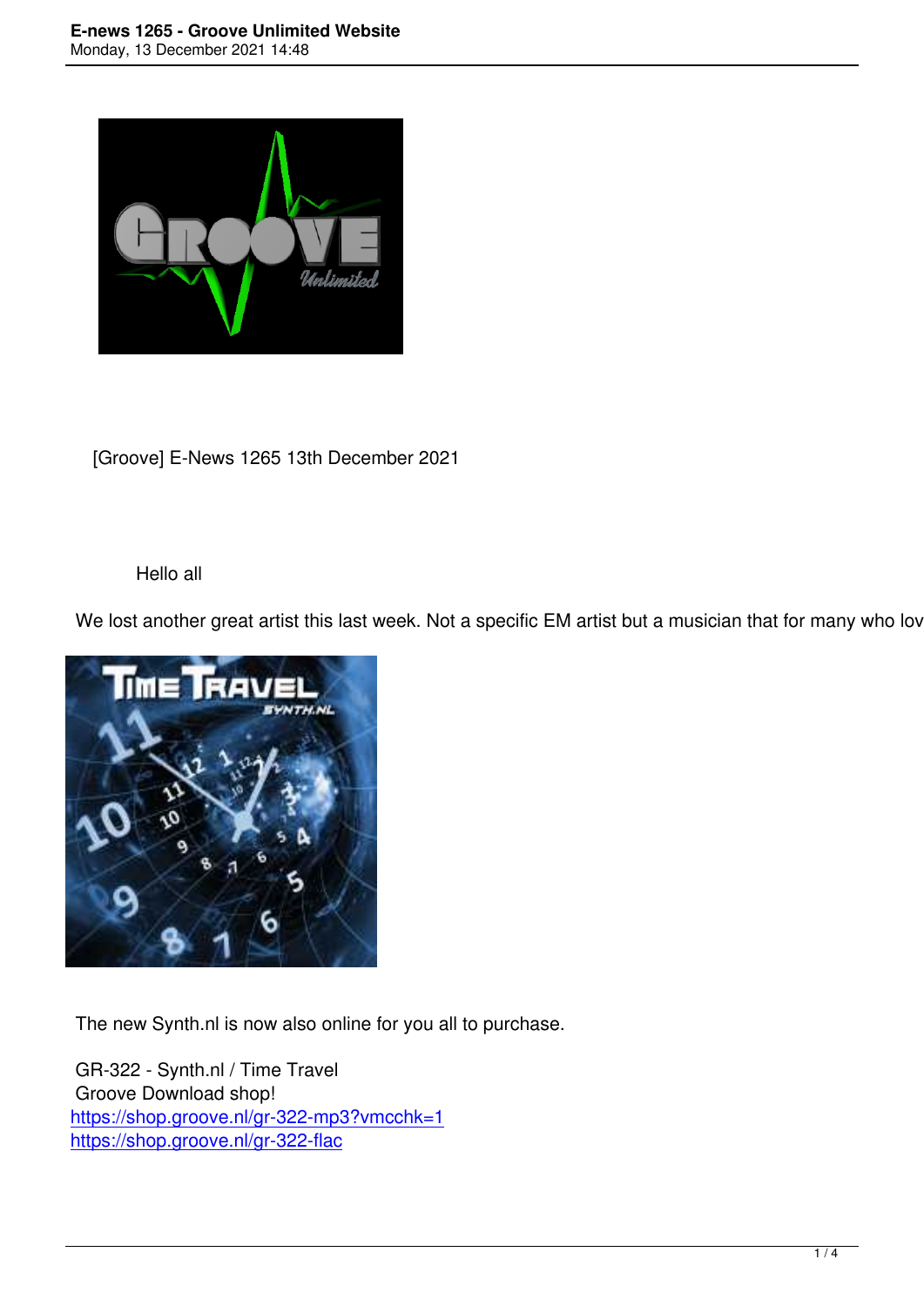[Groove] E-News 1265 13th December 2021

Hello all

We lost another great artist this last week. Not a specific EM artist but a musician that for many who lov

The new Synth.nl is now also online for you all to purchase.

GR-322 - Synth.nl / Time Travel
Groove Download shop!
https://shop.groove.nl/gr-322-mp3?vmcchk=1
https://shop.groove.nl/gr-322-flac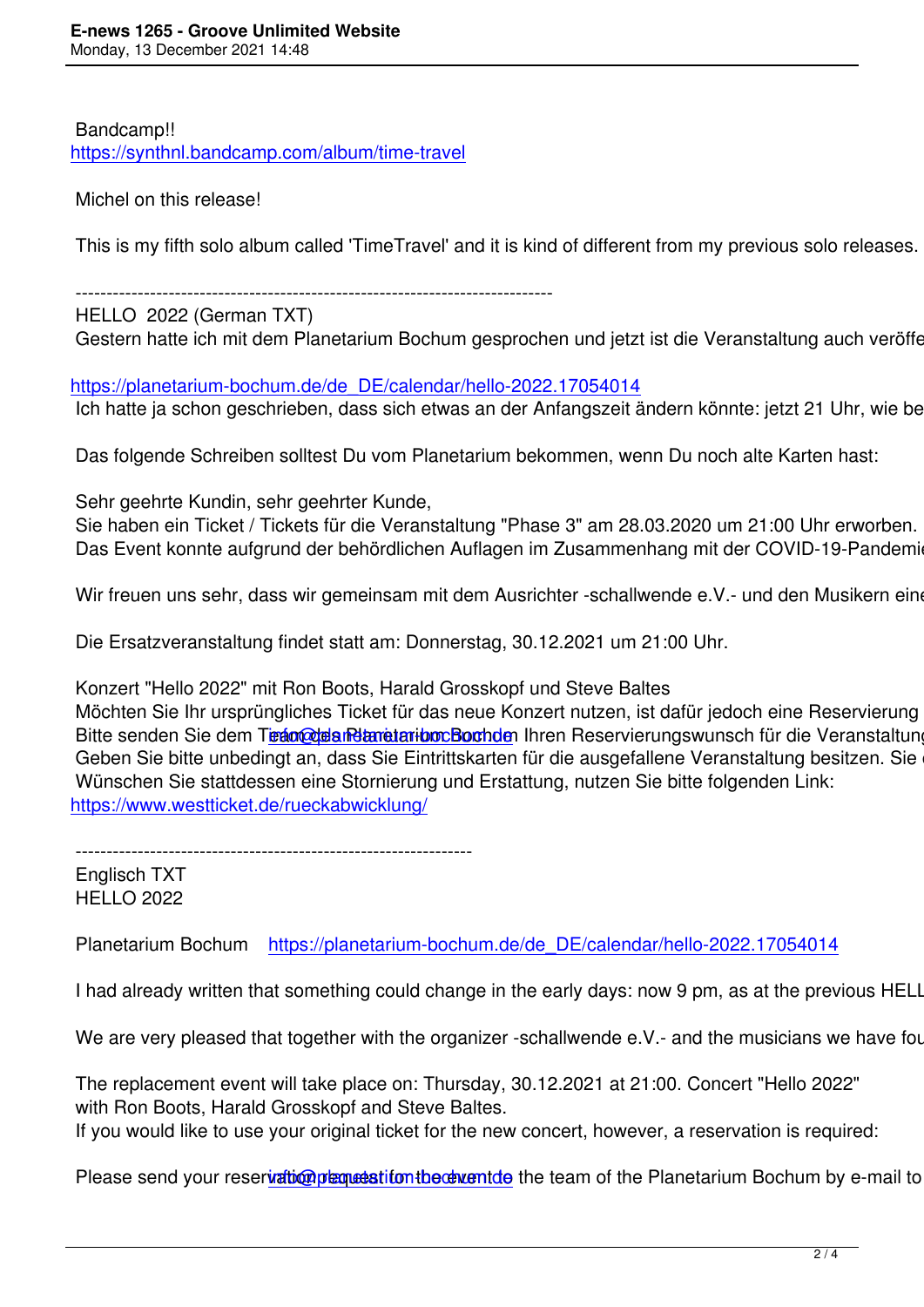Bandcamp!!
https://synthnl.bandcamp.com/album/time-travel

Michel on this release!

This is my fifth solo album called 'TimeTravel' and it is kind of different from my previous solo releases.

---------------------------------------------------------------------------

HELLO 2022 (German TXT)
Gestern hatte ich mit dem Planetarium Bochum gesprochen und jetzt ist die Veranstaltung auch veröffe

https://planetarium-bochum.de/de_DE/calendar/hello-2022.17054014
Ich hatte ja schon geschrieben, dass sich etwas an der Anfangszeit ändern könnte: jetzt 21 Uhr, wie be

Das folgende Schreiben solltest Du vom Planetarium bekommen, wenn Du noch alte Karten hast:

Sehr geehrte Kundin, sehr geehrter Kunde,
Sie haben ein Ticket / Tickets für die Veranstaltung "Phase 3" am 28.03.2020 um 21:00 Uhr erworben.
Das Event konnte aufgrund der behördlichen Auflagen im Zusammenhang mit der COVID-19-Pandemi

Wir freuen uns sehr, dass wir gemeinsam mit dem Ausrichter -schallwende e.V.- und den Musikern eine

Die Ersatzveranstaltung findet statt am: Donnerstag, 30.12.2021 um 21:00 Uhr.

Konzert "Hello 2022" mit Ron Boots, Harald Grosskopf und Steve Baltes
Möchten Sie Ihr ursprüngliches Ticket für das neue Konzert nutzen, ist dafür jedoch eine Reservierung
Bitte senden Sie dem Team des Planetarium Bochum info@planetarium-bochum.de Ihren Reservierungswunsch für die Veranstaltung
Geben Sie bitte unbedingt an, dass Sie Eintrittskarten für die ausgefallene Veranstaltung besitzen. Sie
Wünschen Sie stattdessen eine Stornierung und Erstattung, nutzen Sie bitte folgenden Link:
https://www.westticket.de/rueckabwicklung/

----------------------------------------------------------------

Englisch TXT
HELLO 2022

Planetarium Bochum https://planetarium-bochum.de/de_DE/calendar/hello-2022.17054014

I had already written that something could change in the early days: now 9 pm, as at the previous HELL

We are very pleased that together with the organizer -schallwende e.V.- and the musicians we have fou

The replacement event will take place on: Thursday, 30.12.2021 at 21:00. Concert "Hello 2022"
with Ron Boots, Harald Grosskopf and Steve Baltes.
If you would like to use your original ticket for the new concert, however, a reservation is required:

Please send your reservation request for the event to the team of the Planetarium Bochum by e-mail to info@planetarium-bochum.de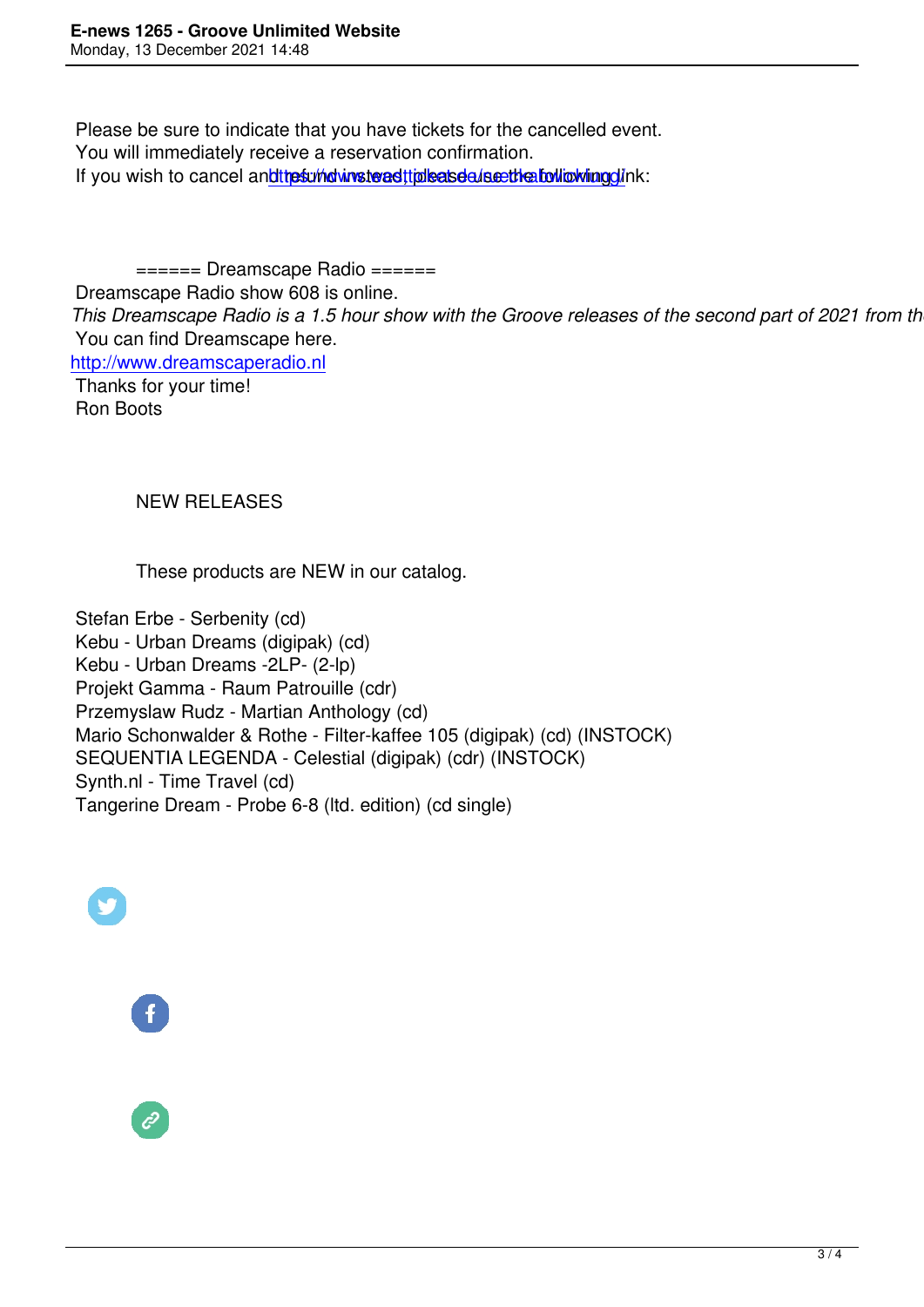Please be sure to indicate that you have tickets for the cancelled event.
You will immediately receive a reservation confirmation.
If you wish to cancel and refund instead, please use the following link: https://www.eventim.de/cancellation/

====== Dreamscape Radio ======

Dreamscape Radio show 608 is online.

*This Dreamscape Radio is a 1.5 hour show with the Groove releases of the second part of 2021 from th*

You can find Dreamscape here.

http://www.dreamscaperadio.nl

Thanks for your time!

Ron Boots

NEW RELEASES

These products are NEW in our catalog.

Stefan Erbe - Serbenity (cd)
Kebu - Urban Dreams (digipak) (cd)
Kebu - Urban Dreams -2LP- (2-lp)
Projekt Gamma - Raum Patrouille (cdr)
Przemyslaw Rudz - Martian Anthology (cd)
Mario Schonwalder & Rothe - Filter-kaffee 105 (digipak) (cd) (INSTOCK)
SEQUENTIA LEGENDA - Celestial (digipak) (cdr) (INSTOCK)
Synth.nl - Time Travel (cd)
Tangerine Dream - Probe 6-8 (ltd. edition) (cd single)